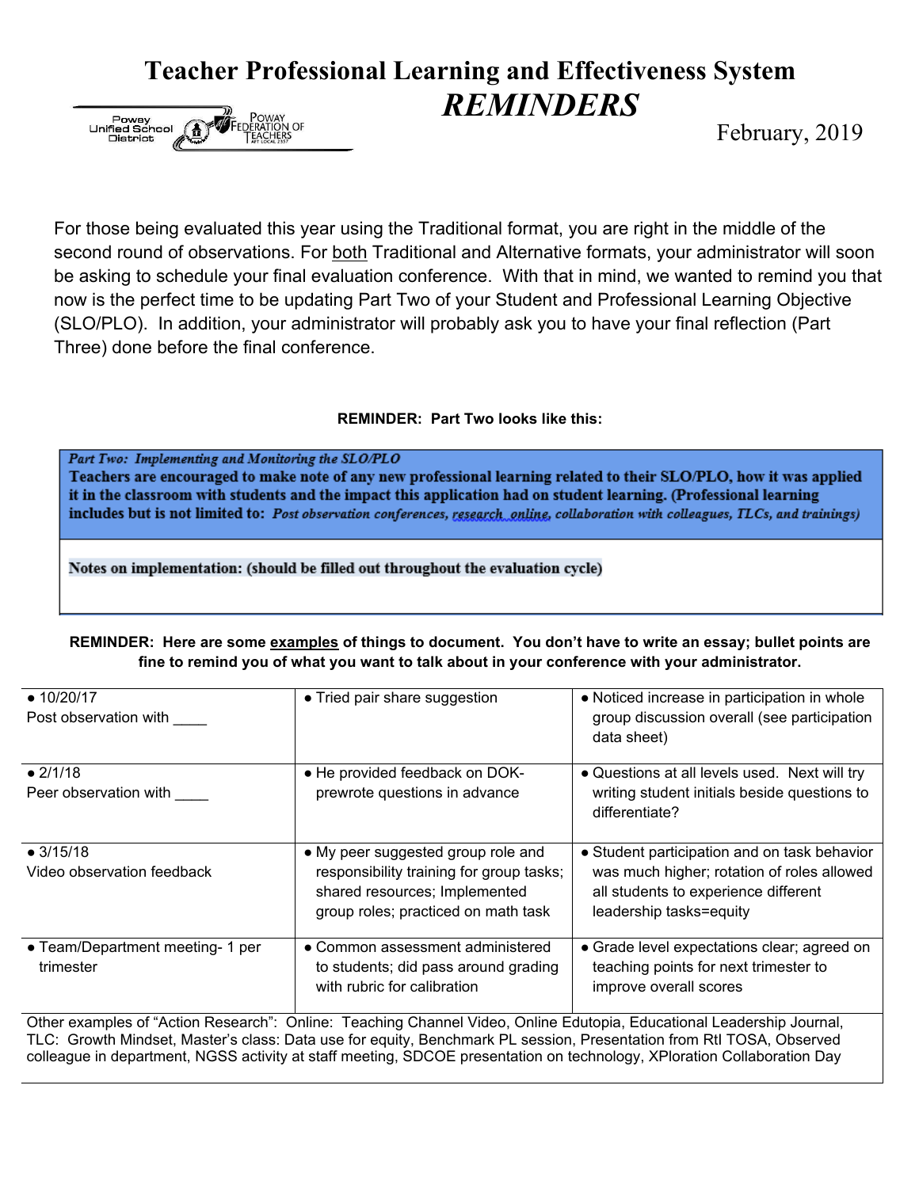# Teacher Professional Learning and Effectiveness System

## *REMINDERS*

Poway Unified School District — Poway Federation of Teachers AFT Local 2357

February, 2019

For those being evaluated this year using the Traditional format, you are right in the middle of the second round of observations. For <u>both</u> Traditional and Alternative formats, your administrator will soon be asking to schedule your final evaluation conference. With that in mind, we wanted to remind you that now is the perfect time to be updating Part Two of your Student and Professional Learning Objective (SLO/PLO). In addition, your administrator will probably ask you to have your final reflection (Part Three) done before the final conference.

**REMINDER: Part Two looks like this:**

| *Part Two: Implementing and Monitoring the SLO/PLO* **Teachers are encouraged to make note of any new professional learning related to their SLO/PLO, how it was applied it in the classroom with students and the impact this application had on student learning. (Professional learning includes but is not limited to:** ***Post observation conferences, research online, collaboration with colleagues, TLCs, and trainings)*** |
|---|
| **Notes on implementation: (should be filled out throughout the evaluation cycle)** |

**REMINDER: Here are some <u>examples</u> of things to document. You don't have to write an essay; bullet points are fine to remind you of what you want to talk about in your conference with your administrator.**

| | | |
|---|---|---|
| • 10/20/17<br>Post observation with ____ | • Tried pair share suggestion | • Noticed increase in participation in whole group discussion overall (see participation data sheet) |
| • 2/1/18<br>Peer observation with ____ | • He provided feedback on DOK-prewrote questions in advance | • Questions at all levels used. Next will try writing student initials beside questions to differentiate? |
| • 3/15/18<br>Video observation feedback | • My peer suggested group role and responsibility training for group tasks; shared resources; Implemented group roles; practiced on math task | • Student participation and on task behavior was much higher; rotation of roles allowed all students to experience different leadership tasks=equity |
| • Team/Department meeting- 1 per trimester | • Common assessment administered to students; did pass around grading with rubric for calibration | • Grade level expectations clear; agreed on teaching points for next trimester to improve overall scores |
| Other examples of "Action Research": Online: Teaching Channel Video, Online Edutopia, Educational Leadership Journal, TLC: Growth Mindset, Master's class: Data use for equity, Benchmark PL session, Presentation from RtI TOSA, Observed colleague in department, NGSS activity at staff meeting, SDCOE presentation on technology, XPloration Collaboration Day | | |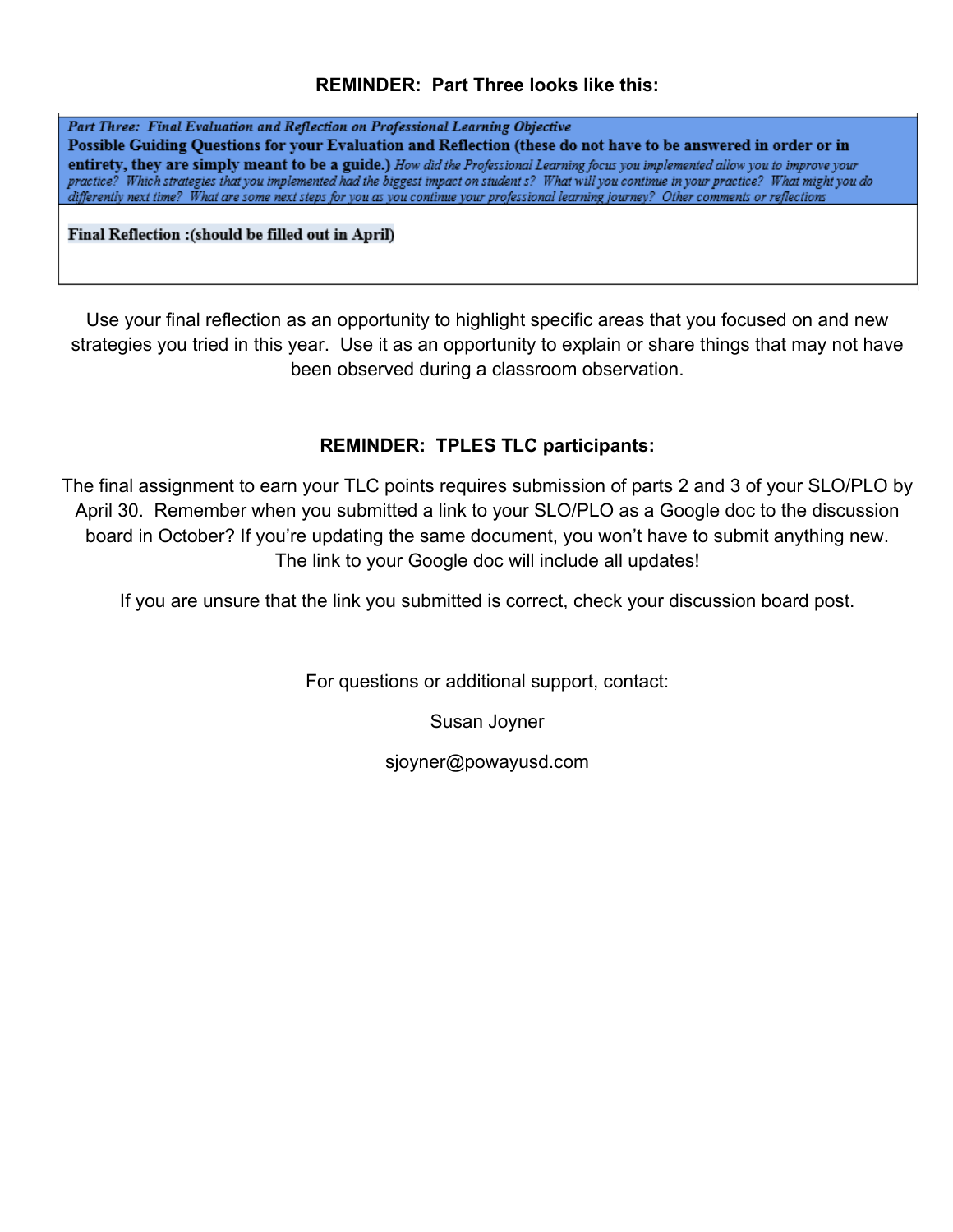**REMINDER: Part Three looks like this:**

| |
|---|
| *Part Three: Final Evaluation and Reflection on Professional Learning Objective* **Possible Guiding Questions for your Evaluation and Reflection (these do not have to be answered in order or in entirety, they are simply meant to be a guide.)** *How did the Professional Learning focus you implemented allow you to improve your practice? Which strategies that you implemented had the biggest impact on student s? What will you continue in your practice? What might you do differently next time? What are some next steps for you as you continue your professional learning journey? Other comments or reflections* |
| **Final Reflection :(should be filled out in April)** |

Use your final reflection as an opportunity to highlight specific areas that you focused on and new strategies you tried in this year. Use it as an opportunity to explain or share things that may not have been observed during a classroom observation.

**REMINDER: TPLES TLC participants:**

The final assignment to earn your TLC points requires submission of parts 2 and 3 of your SLO/PLO by April 30. Remember when you submitted a link to your SLO/PLO as a Google doc to the discussion board in October? If you're updating the same document, you won't have to submit anything new. The link to your Google doc will include all updates!

If you are unsure that the link you submitted is correct, check your discussion board post.

For questions or additional support, contact:

Susan Joyner

sjoyner@powayusd.com